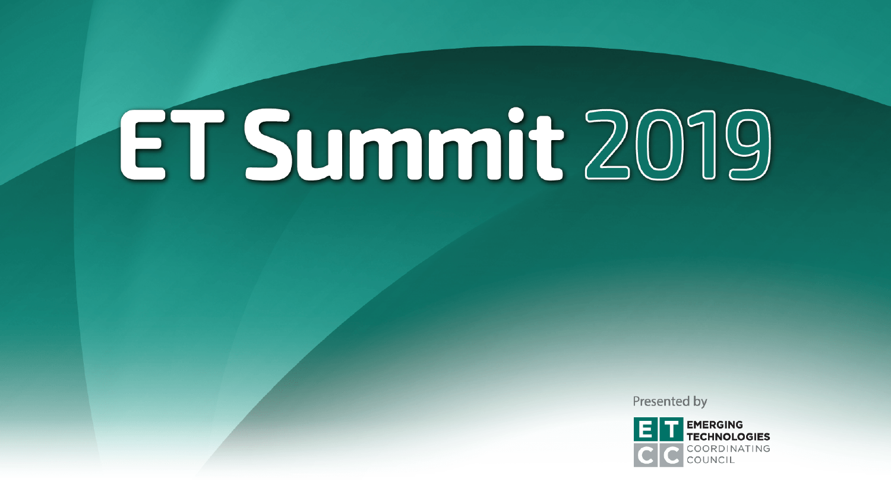# ET Summit 2019

Presented by

EMERGING TECHNOLOGIES COORDINATING COUNCIL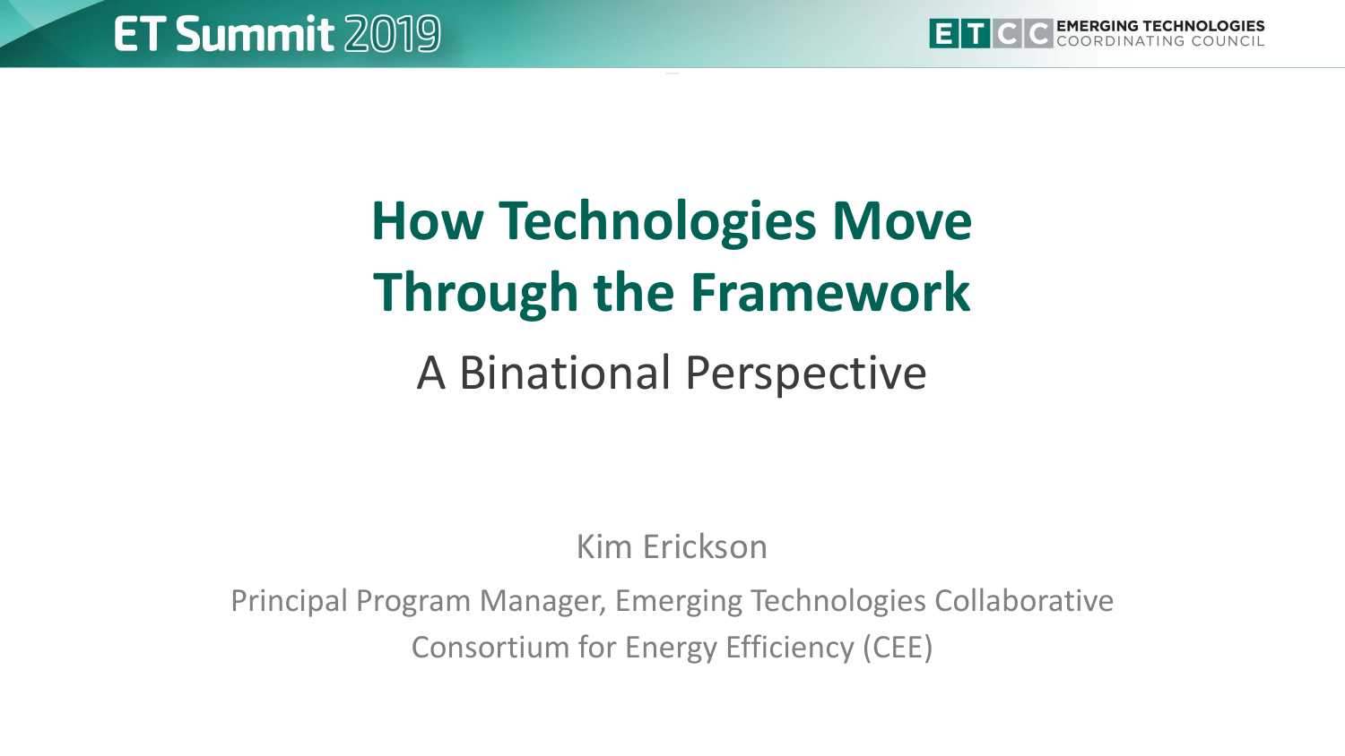# How Technologies Move Through the Framework

## A Binational Perspective

Kim Erickson

Principal Program Manager, Emerging Technologies Collaborative

Consortium for Energy Efficiency (CEE)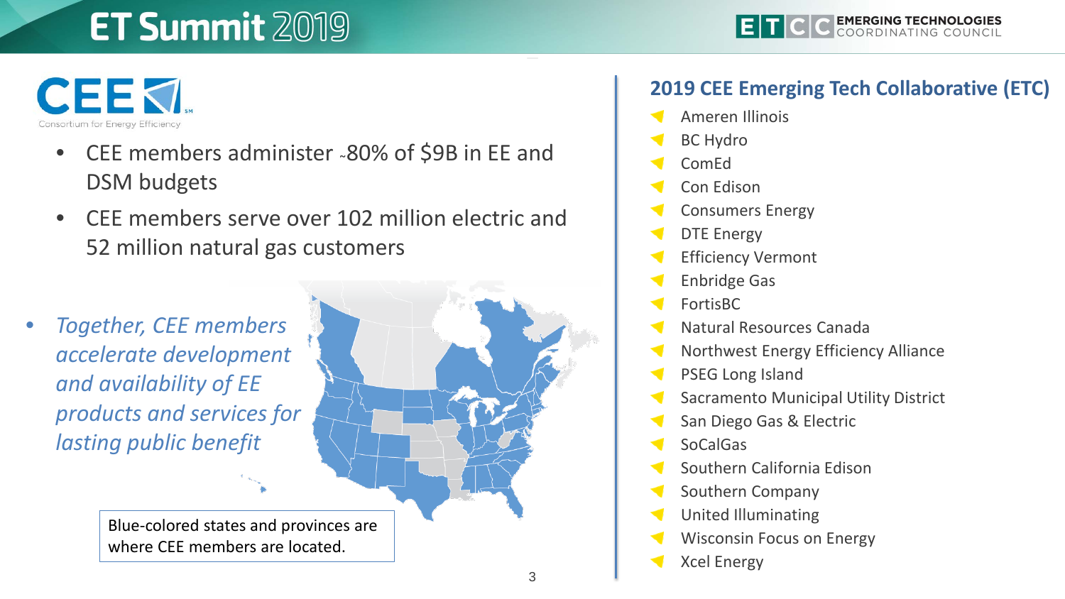**CEE** Consortium for Energy Efficiency

- CEE members administer ~80% of $9B in EE and DSM budgets
- CEE members serve over 102 million electric and 52 million natural gas customers

- *Together, CEE members accelerate development and availability of EE products and services for lasting public benefit*

Blue-colored states and provinces are where CEE members are located.

## 2019 CEE Emerging Tech Collaborative (ETC)

- Ameren Illinois
- BC Hydro
- ComEd
- Con Edison
- Consumers Energy
- DTE Energy
- Efficiency Vermont
- Enbridge Gas
- FortisBC
- Natural Resources Canada
- Northwest Energy Efficiency Alliance
- PSEG Long Island
- Sacramento Municipal Utility District
- San Diego Gas & Electric
- SoCalGas
- Southern California Edison
- Southern Company
- United Illuminating
- Wisconsin Focus on Energy
- Xcel Energy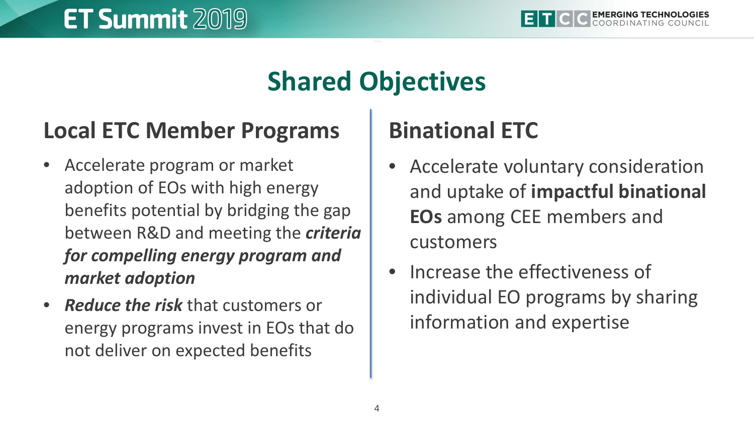# Shared Objectives

## Local ETC Member Programs

- Accelerate program or market adoption of EOs with high energy benefits potential by bridging the gap between R&D and meeting the ***criteria for compelling energy program and market adoption***
- ***Reduce the risk*** that customers or energy programs invest in EOs that do not deliver on expected benefits

## Binational ETC

- Accelerate voluntary consideration and uptake of **impactful binational EOs** among CEE members and customers
- Increase the effectiveness of individual EO programs by sharing information and expertise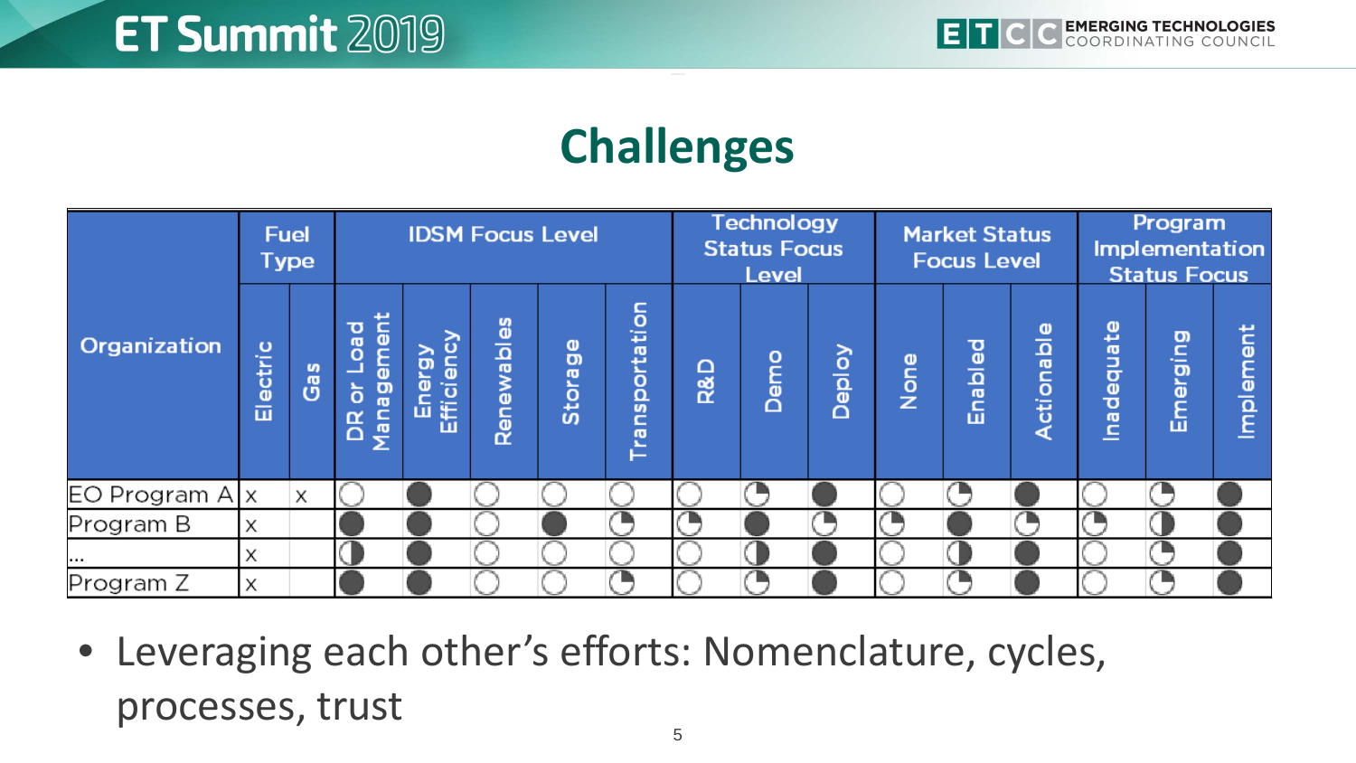## Challenges

| Organization | Fuel Type | | IDSM Focus Level | | | | | Technology Status Focus Level | | | Market Status Focus Level | | | Program Implementation Status Focus | | |
|---|---|---|---|---|---|---|---|---|---|---|---|---|---|---|---|---|
| | Electric | Gas | DR or Load Management | Energy Efficiency | Renewables | Storage | Transportation | R&D | Demo | Deploy | None | Enabled | Actionable | Inadequate | Emerging | Implement |
| EO Program A | x | x | ○ | ● | ○ | ○ | ○ | ○ | ◔ | ● | ○ | ◔ | ● | ○ | ◔ | ● |
| Program B | x | | ● | ● | ○ | ● | ◔ | ◔ | ● | ◔ | ◔ | ● | ◔ | ◔ | ◑ | ● |
| ... | x | | ◑ | ● | ○ | ○ | ○ | ○ | ◑ | ● | ○ | ◑ | ● | ○ | ◔ | ● |
| Program Z | x | | ● | ● | ○ | ○ | ◔ | ○ | ◔ | ● | ○ | ◔ | ● | ○ | ◔ | ● |

- Leveraging each other's efforts: Nomenclature, cycles, processes, trust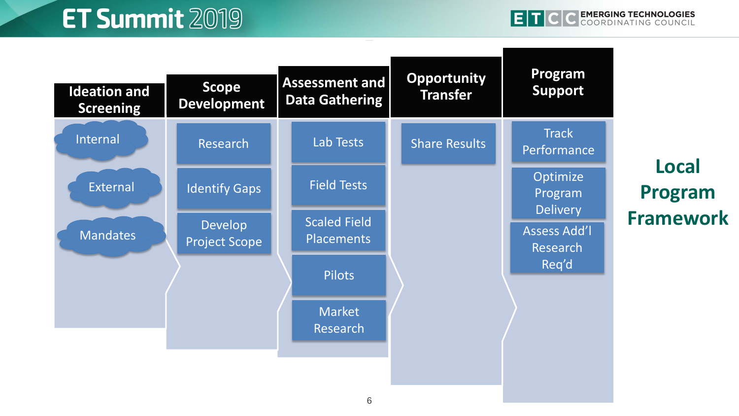# Local Program Framework

| Ideation and Screening | Scope Development | Assessment and Data Gathering | Opportunity Transfer | Program Support |
| --- | --- | --- | --- | --- |
| Internal | Research | Lab Tests | Share Results | Track Performance |
| External | Identify Gaps | Field Tests | | Optimize Program Delivery |
| Mandates | Develop Project Scope | Scaled Field Placements | | Assess Add'l Research Req'd |
| | | Pilots | | |
| | | Market Research | | |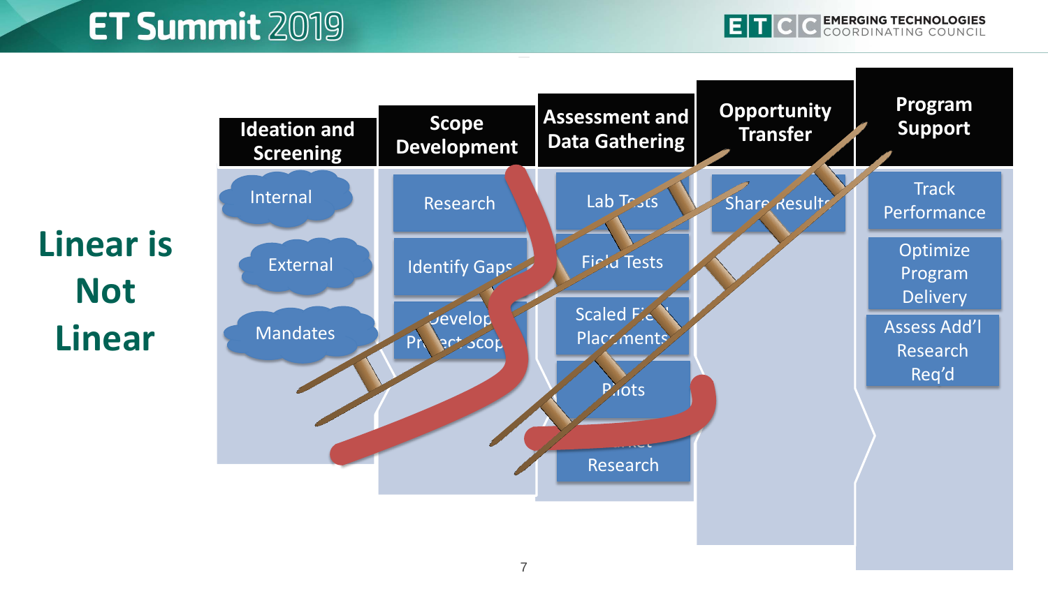# Linear is Not Linear

| Ideation and Screening | Scope Development | Assessment and Data Gathering | Opportunity Transfer | Program Support |
| --- | --- | --- | --- | --- |
| Internal | Research | Lab Tests | Share Results | Track Performance |
| External | Identify Gaps | Field Tests | | Optimize Program Delivery |
| Mandates | Develop Project Scope | Scaled Field Placements | | Assess Add'l Research Req'd |
| | | Pilots | | |
| | | Market Research | | |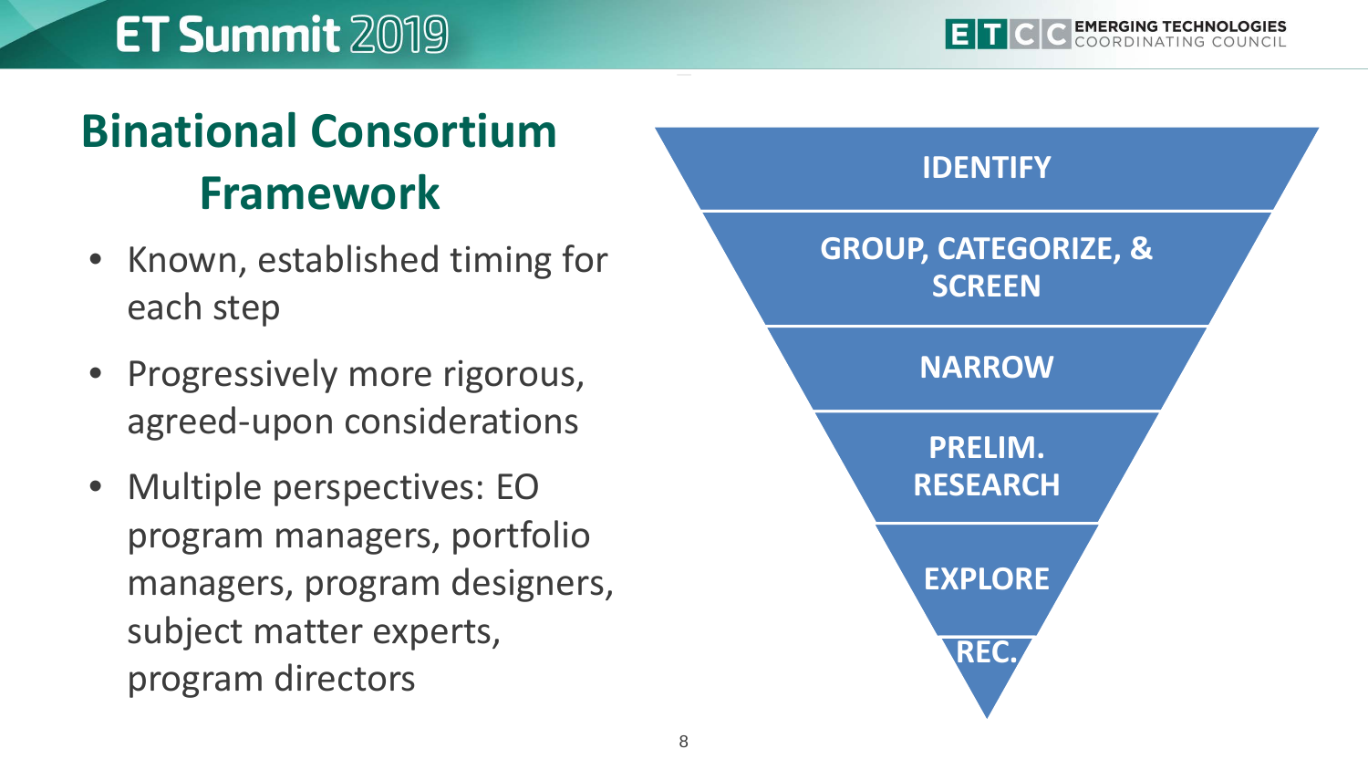# Binational Consortium Framework

- Known, established timing for each step
- Progressively more rigorous, agreed-upon considerations
- Multiple perspectives: EO program managers, portfolio managers, program designers, subject matter experts, program directors

**IDENTIFY**

**GROUP, CATEGORIZE, & SCREEN**

**NARROW**

**PRELIM. RESEARCH**

**EXPLORE**

**REC.**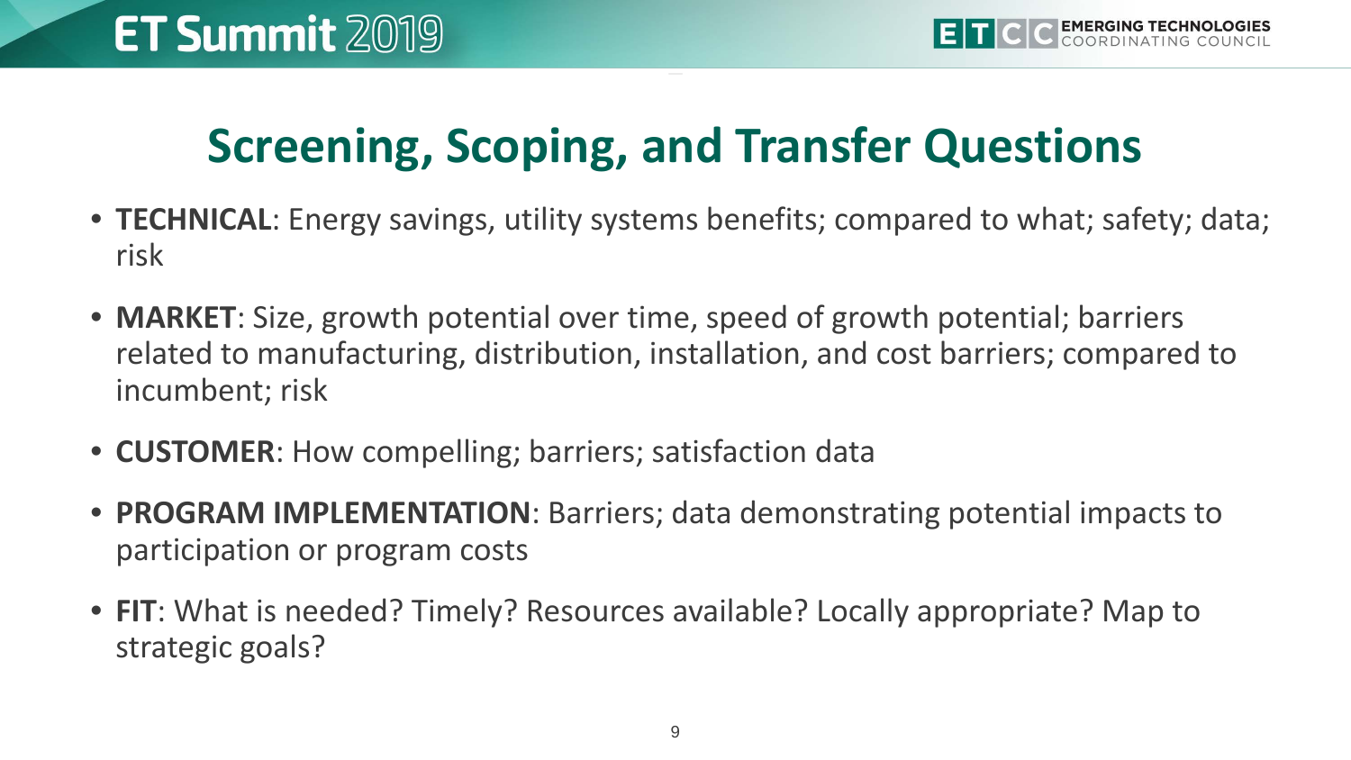# Screening, Scoping, and Transfer Questions

- **TECHNICAL**: Energy savings, utility systems benefits; compared to what; safety; data; risk
- **MARKET**: Size, growth potential over time, speed of growth potential; barriers related to manufacturing, distribution, installation, and cost barriers; compared to incumbent; risk
- **CUSTOMER**: How compelling; barriers; satisfaction data
- **PROGRAM IMPLEMENTATION**: Barriers; data demonstrating potential impacts to participation or program costs
- **FIT**: What is needed? Timely? Resources available? Locally appropriate? Map to strategic goals?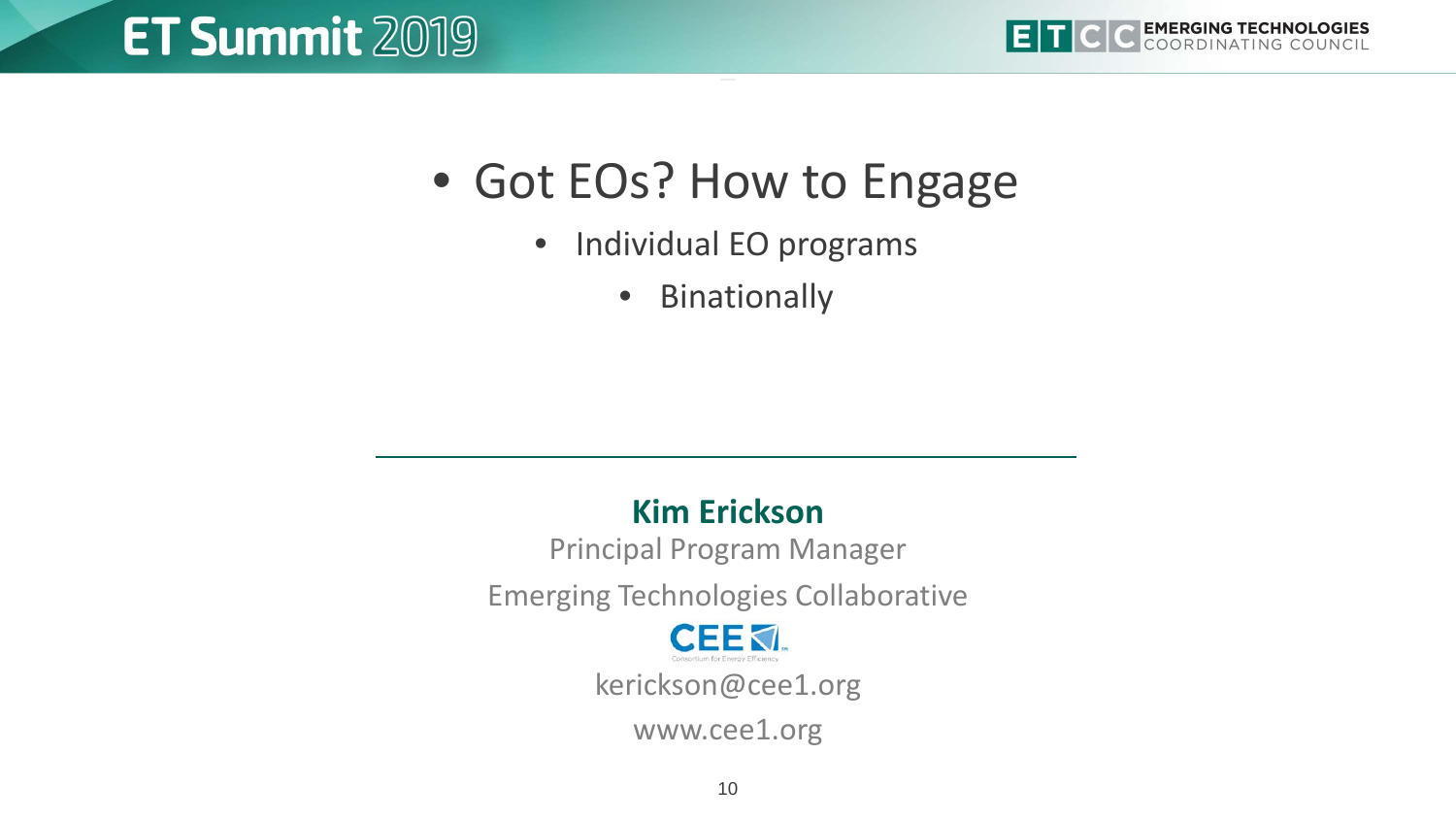- Got EOs? How to Engage
  - Individual EO programs
    - Binationally

**Kim Erickson**

Principal Program Manager

Emerging Technologies Collaborative

CEE

Consortium for Energy Efficiency

kerickson@cee1.org

www.cee1.org